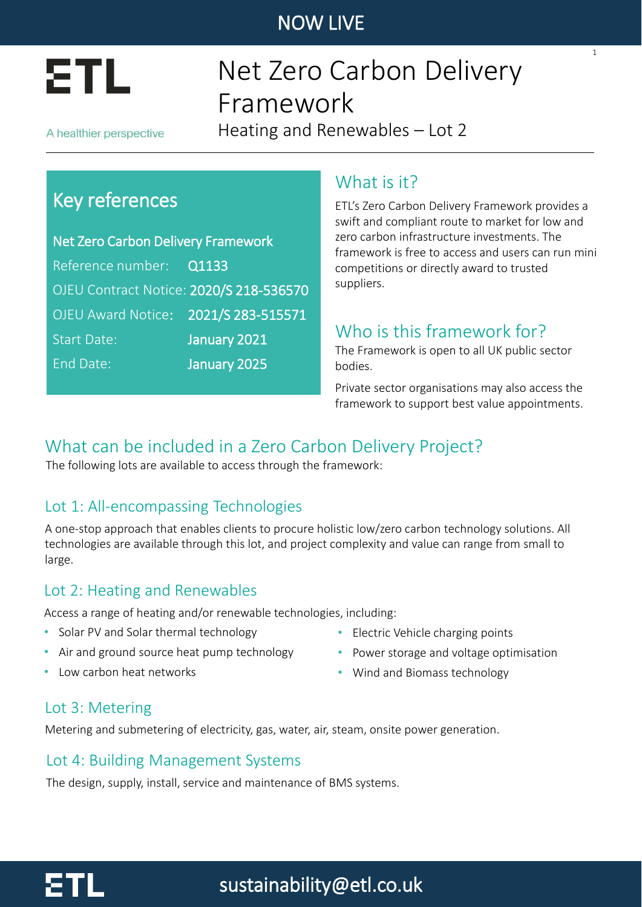NOW LIVE

ETL

A healthier perspective

# Net Zero Carbon Delivery Framework

Heating and Renewables – Lot 2

## Key references

**Net Zero Carbon Delivery Framework**

| | |
|---|---|
| Reference number: | **Q1133** |
| OJEU Contract Notice: | **2020/S 218-536570** |
| OJEU Award Notice: | **2021/S 283-515571** |
| Start Date: | **January 2021** |
| End Date: | **January 2025** |

## What is it?

ETL's Zero Carbon Delivery Framework provides a swift and compliant route to market for low and zero carbon infrastructure investments. The framework is free to access and users can run mini competitions or directly award to trusted suppliers.

## Who is this framework for?

The Framework is open to all UK public sector bodies.

Private sector organisations may also access the framework to support best value appointments.

## What can be included in a Zero Carbon Delivery Project?

The following lots are available to access through the framework:

### Lot 1: All-encompassing Technologies

A one-stop approach that enables clients to procure holistic low/zero carbon technology solutions. All technologies are available through this lot, and project complexity and value can range from small to large.

### Lot 2: Heating and Renewables

Access a range of heating and/or renewable technologies, including:

- Solar PV and Solar thermal technology
- Air and ground source heat pump technology
- Low carbon heat networks
- Electric Vehicle charging points
- Power storage and voltage optimisation
- Wind and Biomass technology

### Lot 3: Metering

Metering and submetering of electricity, gas, water, air, steam, onsite power generation.

### Lot 4: Building Management Systems

The design, supply, install, service and maintenance of BMS systems.

ETL

sustainability@etl.co.uk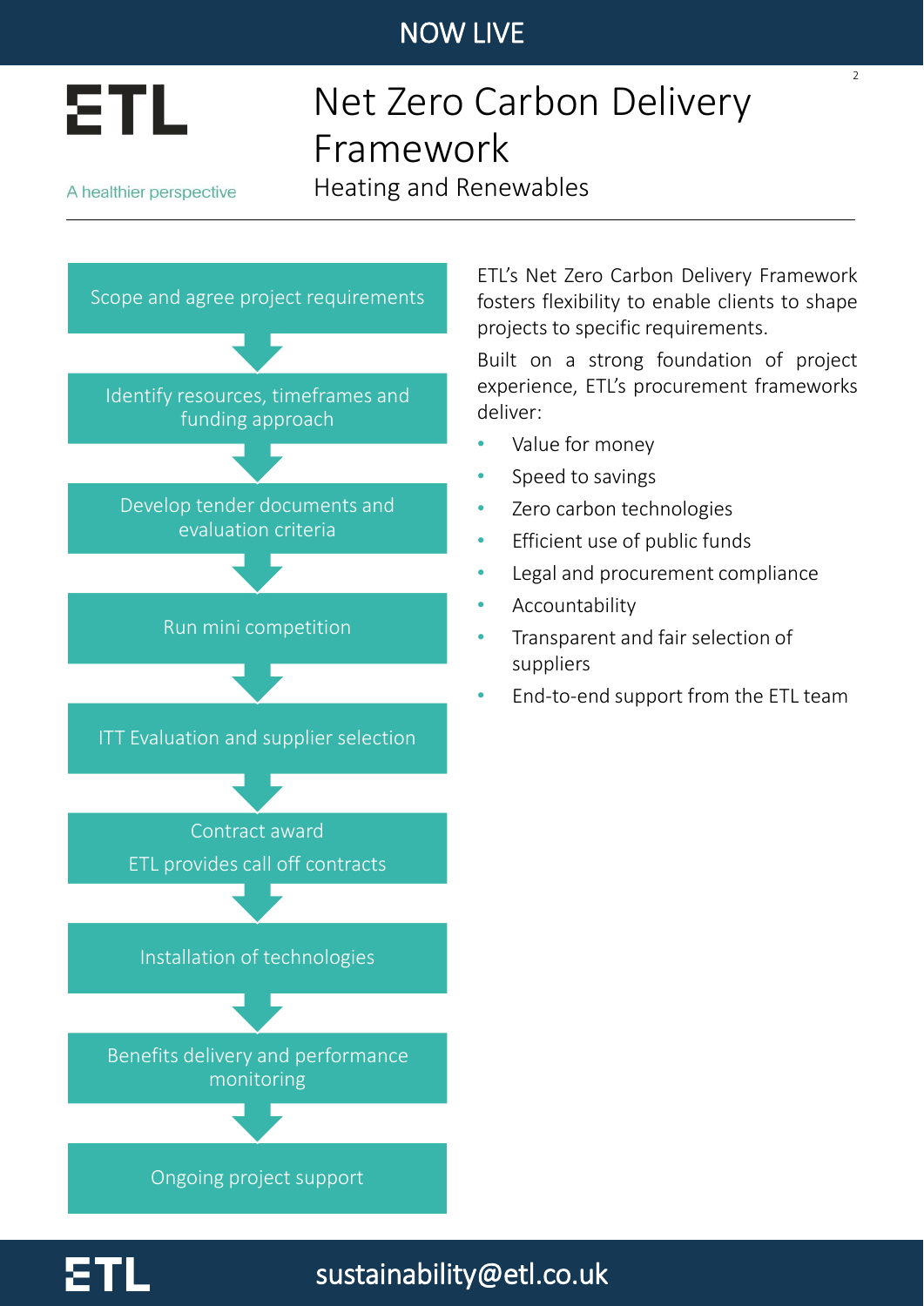NOW LIVE

# Net Zero Carbon Delivery Framework

## Heating and Renewables

ETL

A healthier perspective

1. Scope and agree project requirements
2. Identify resources, timeframes and funding approach
3. Develop tender documents and evaluation criteria
4. Run mini competition
5. ITT Evaluation and supplier selection
6. Contract award — ETL provides call off contracts
7. Installation of technologies
8. Benefits delivery and performance monitoring
9. Ongoing project support

ETL's Net Zero Carbon Delivery Framework fosters flexibility to enable clients to shape projects to specific requirements.

Built on a strong foundation of project experience, ETL's procurement frameworks deliver:

- Value for money
- Speed to savings
- Zero carbon technologies
- Efficient use of public funds
- Legal and procurement compliance
- Accountability
- Transparent and fair selection of suppliers
- End-to-end support from the ETL team

ETL

sustainability@etl.co.uk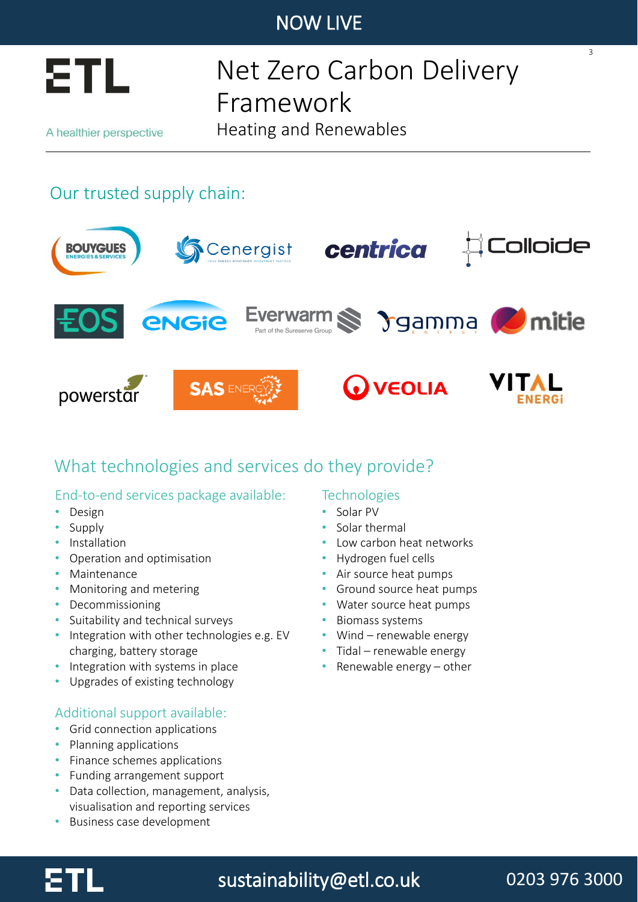NOW LIVE

ETL

A healthier perspective

# Net Zero Carbon Delivery Framework

Heating and Renewables

## Our trusted supply chain:

Bouygues Energies & Services, Cenergist, centrica, Colloide, EOS, ENGIE, Everwarm (Part of the Sureserve Group), gamma energy, mitie, powerstar, SAS Energy, VEOLIA, VITAL ENERGi

## What technologies and services do they provide?

### End-to-end services package available:

- Design
- Supply
- Installation
- Operation and optimisation
- Maintenance
- Monitoring and metering
- Decommissioning
- Suitability and technical surveys
- Integration with other technologies e.g. EV charging, battery storage
- Integration with systems in place
- Upgrades of existing technology

### Technologies

- Solar PV
- Solar thermal
- Low carbon heat networks
- Hydrogen fuel cells
- Air source heat pumps
- Ground source heat pumps
- Water source heat pumps
- Biomass systems
- Wind – renewable energy
- Tidal – renewable energy
- Renewable energy – other

### Additional support available:

- Grid connection applications
- Planning applications
- Finance schemes applications
- Funding arrangement support
- Data collection, management, analysis, visualisation and reporting services
- Business case development

ETL sustainability@etl.co.uk 0203 976 3000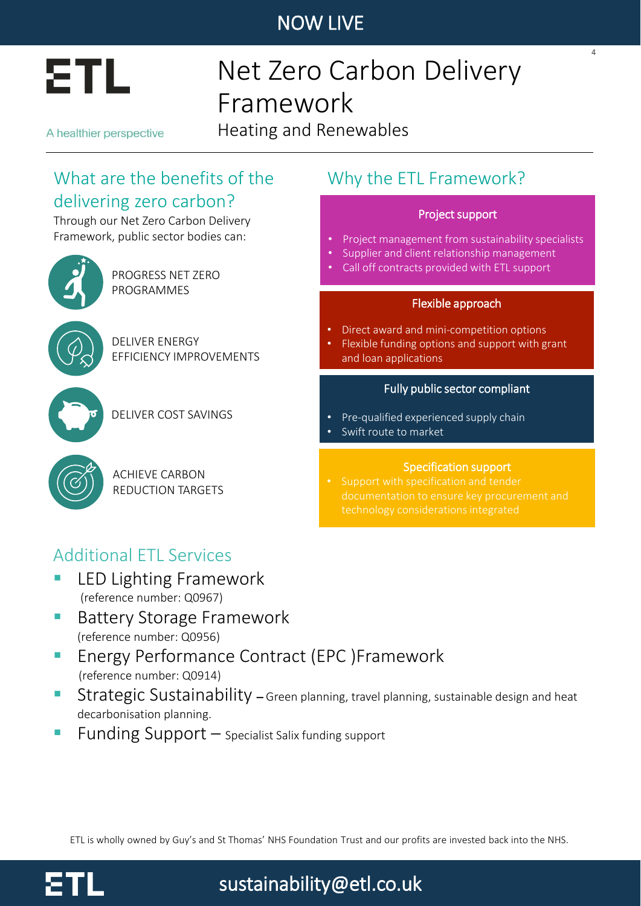NOW LIVE

ETL

A healthier perspective

# Net Zero Carbon Delivery Framework

Heating and Renewables

## What are the benefits of the delivering zero carbon?

Through our Net Zero Carbon Delivery Framework, public sector bodies can:

- PROGRESS NET ZERO PROGRAMMES
- DELIVER ENERGY EFFICIENCY IMPROVEMENTS
- DELIVER COST SAVINGS
- ACHIEVE CARBON REDUCTION TARGETS

## Why the ETL Framework?

### Project support

- Project management from sustainability specialists
- Supplier and client relationship management
- Call off contracts provided with ETL support

### Flexible approach

- Direct award and mini-competition options
- Flexible funding options and support with grant and loan applications

### Fully public sector compliant

- Pre-qualified experienced supply chain
- Swift route to market

### Specification support

- Support with specification and tender documentation to ensure key procurement and technology considerations integrated

## Additional ETL Services

- LED Lighting Framework
  (reference number: Q0967)
- Battery Storage Framework
  (reference number: Q0956)
- Energy Performance Contract (EPC )Framework
  (reference number: Q0914)
- Strategic Sustainability – Green planning, travel planning, sustainable design and heat decarbonisation planning.
- Funding Support – Specialist Salix funding support

ETL is wholly owned by Guy's and St Thomas' NHS Foundation Trust and our profits are invested back into the NHS.

ETL sustainability@etl.co.uk